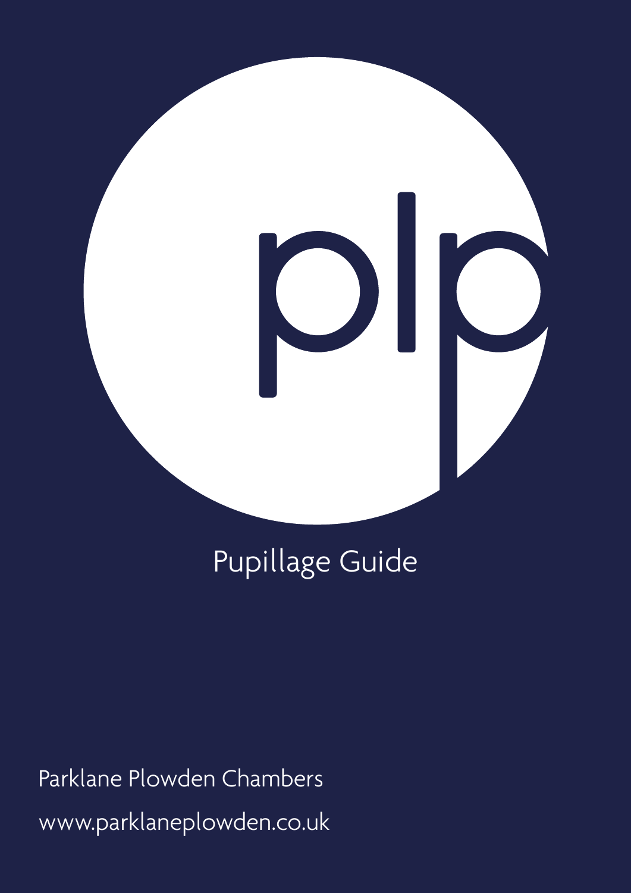plp

# Pupillage Guide

Parklane Plowden Chambers

www.parklaneplowden.co.uk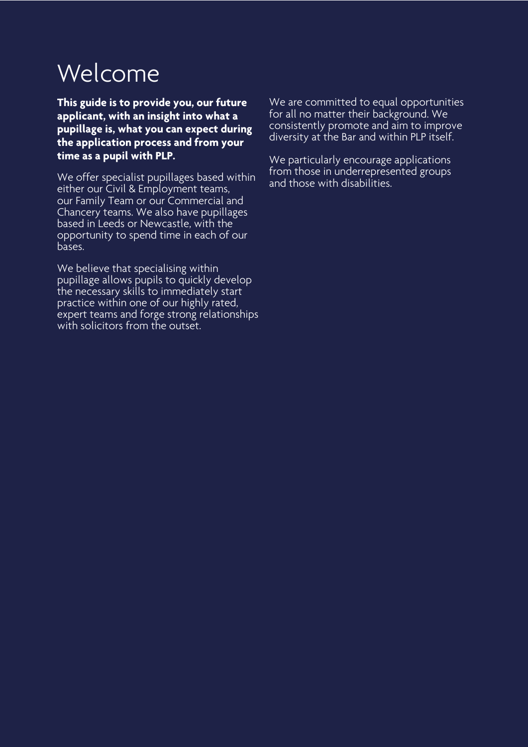# Welcome

**This guide is to provide you, our future applicant, with an insight into what a pupillage is, what you can expect during the application process and from your time as a pupil with PLP.**

We offer specialist pupillages based within either our Civil & Employment teams, our Family Team or our Commercial and Chancery teams. We also have pupillages based in Leeds or Newcastle, with the opportunity to spend time in each of our bases.

We believe that specialising within pupillage allows pupils to quickly develop the necessary skills to immediately start practice within one of our highly rated, expert teams and forge strong relationships with solicitors from the outset.

We are committed to equal opportunities for all no matter their background. We consistently promote and aim to improve diversity at the Bar and within PLP itself.

We particularly encourage applications from those in underrepresented groups and those with disabilities.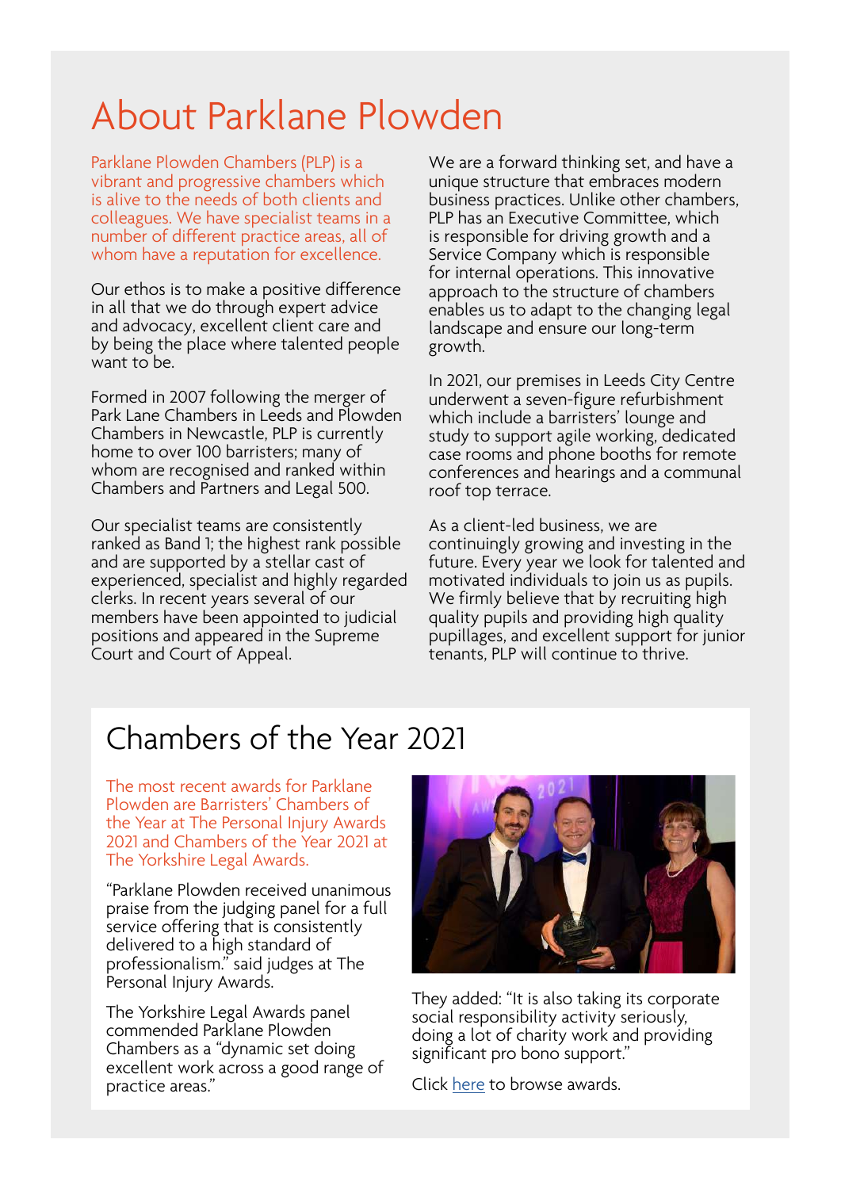# About Parklane Plowden

Parklane Plowden Chambers (PLP) is a vibrant and progressive chambers which is alive to the needs of both clients and colleagues. We have specialist teams in a number of different practice areas, all of whom have a reputation for excellence.

Our ethos is to make a positive difference in all that we do through expert advice and advocacy, excellent client care and by being the place where talented people want to be.

Formed in 2007 following the merger of Park Lane Chambers in Leeds and Plowden Chambers in Newcastle, PLP is currently home to over 100 barristers; many of whom are recognised and ranked within Chambers and Partners and Legal 500.

Our specialist teams are consistently ranked as Band 1; the highest rank possible and are supported by a stellar cast of experienced, specialist and highly regarded clerks. In recent years several of our members have been appointed to judicial positions and appeared in the Supreme Court and Court of Appeal.

We are a forward thinking set, and have a unique structure that embraces modern business practices. Unlike other chambers, PLP has an Executive Committee, which is responsible for driving growth and a Service Company which is responsible for internal operations. This innovative approach to the structure of chambers enables us to adapt to the changing legal landscape and ensure our long-term growth.

In 2021, our premises in Leeds City Centre underwent a seven-figure refurbishment which include a barristers' lounge and study to support agile working, dedicated case rooms and phone booths for remote conferences and hearings and a communal roof top terrace.

As a client-led business, we are continuingly growing and investing in the future. Every year we look for talented and motivated individuals to join us as pupils. We firmly believe that by recruiting high quality pupils and providing high quality pupillages, and excellent support for junior tenants, PLP will continue to thrive.

## Chambers of the Year 2021

The most recent awards for Parklane Plowden are Barristers' Chambers of the Year at The Personal Injury Awards 2021 and Chambers of the Year 2021 at The Yorkshire Legal Awards.

"Parklane Plowden received unanimous praise from the judging panel for a full service offering that is consistently delivered to a high standard of professionalism." said judges at The Personal Injury Awards.

The Yorkshire Legal Awards panel commended Parklane Plowden Chambers as a "dynamic set doing excellent work across a good range of practice areas."

They added: "It is also taking its corporate social responsibility activity seriously, doing a lot of charity work and providing significant pro bono support."

Click here to browse awards.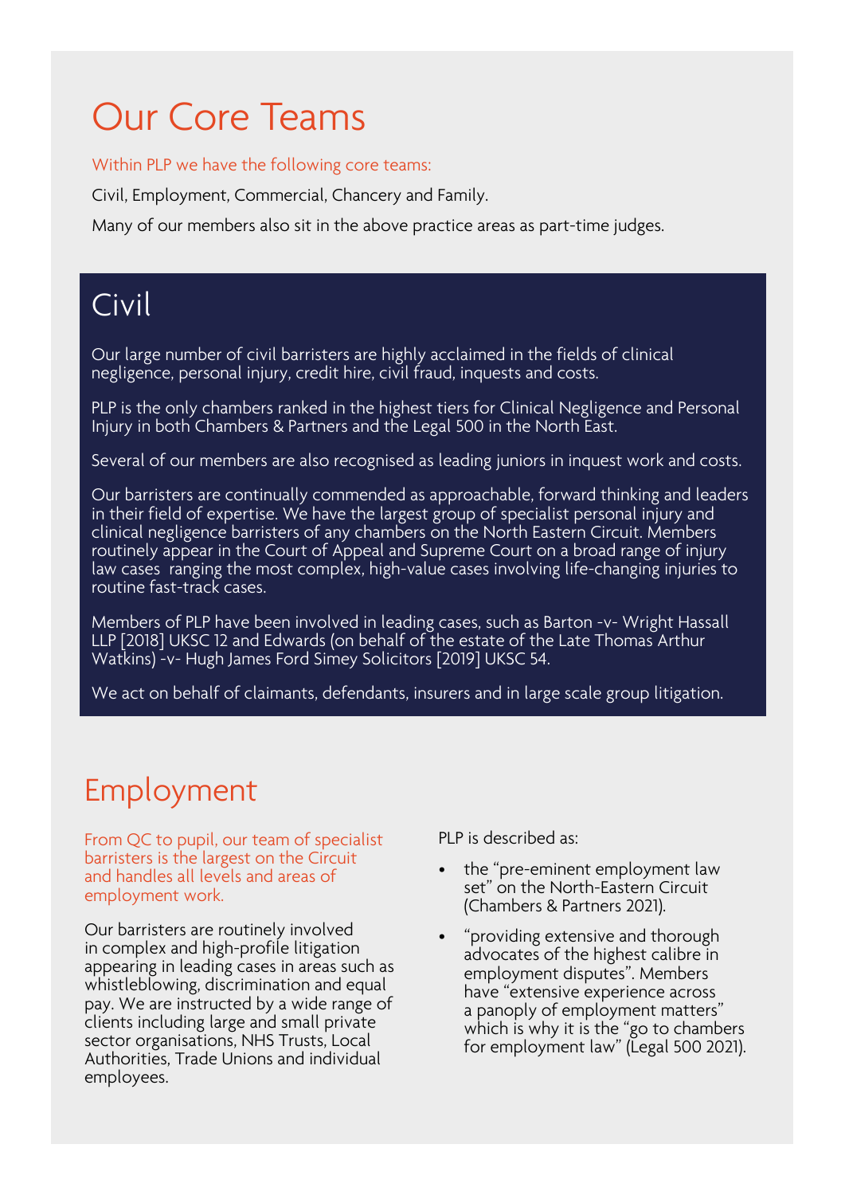# Our Core Teams

Within PLP we have the following core teams:

Civil, Employment, Commercial, Chancery and Family.

Many of our members also sit in the above practice areas as part-time judges.

## Civil

Our large number of civil barristers are highly acclaimed in the fields of clinical negligence, personal injury, credit hire, civil fraud, inquests and costs.

PLP is the only chambers ranked in the highest tiers for Clinical Negligence and Personal Injury in both Chambers & Partners and the Legal 500 in the North East.

Several of our members are also recognised as leading juniors in inquest work and costs.

Our barristers are continually commended as approachable, forward thinking and leaders in their field of expertise. We have the largest group of specialist personal injury and clinical negligence barristers of any chambers on the North Eastern Circuit. Members routinely appear in the Court of Appeal and Supreme Court on a broad range of injury law cases ranging the most complex, high-value cases involving life-changing injuries to routine fast-track cases.

Members of PLP have been involved in leading cases, such as Barton -v- Wright Hassall LLP [2018] UKSC 12 and Edwards (on behalf of the estate of the Late Thomas Arthur Watkins) -v- Hugh James Ford Simey Solicitors [2019] UKSC 54.

We act on behalf of claimants, defendants, insurers and in large scale group litigation.

## Employment

From QC to pupil, our team of specialist barristers is the largest on the Circuit and handles all levels and areas of employment work.

Our barristers are routinely involved in complex and high-profile litigation appearing in leading cases in areas such as whistleblowing, discrimination and equal pay. We are instructed by a wide range of clients including large and small private sector organisations, NHS Trusts, Local Authorities, Trade Unions and individual employees.

PLP is described as:

- the "pre-eminent employment law set" on the North-Eastern Circuit (Chambers & Partners 2021).
- "providing extensive and thorough advocates of the highest calibre in employment disputes". Members have "extensive experience across a panoply of employment matters" which is why it is the "go to chambers for employment law" (Legal 500 2021).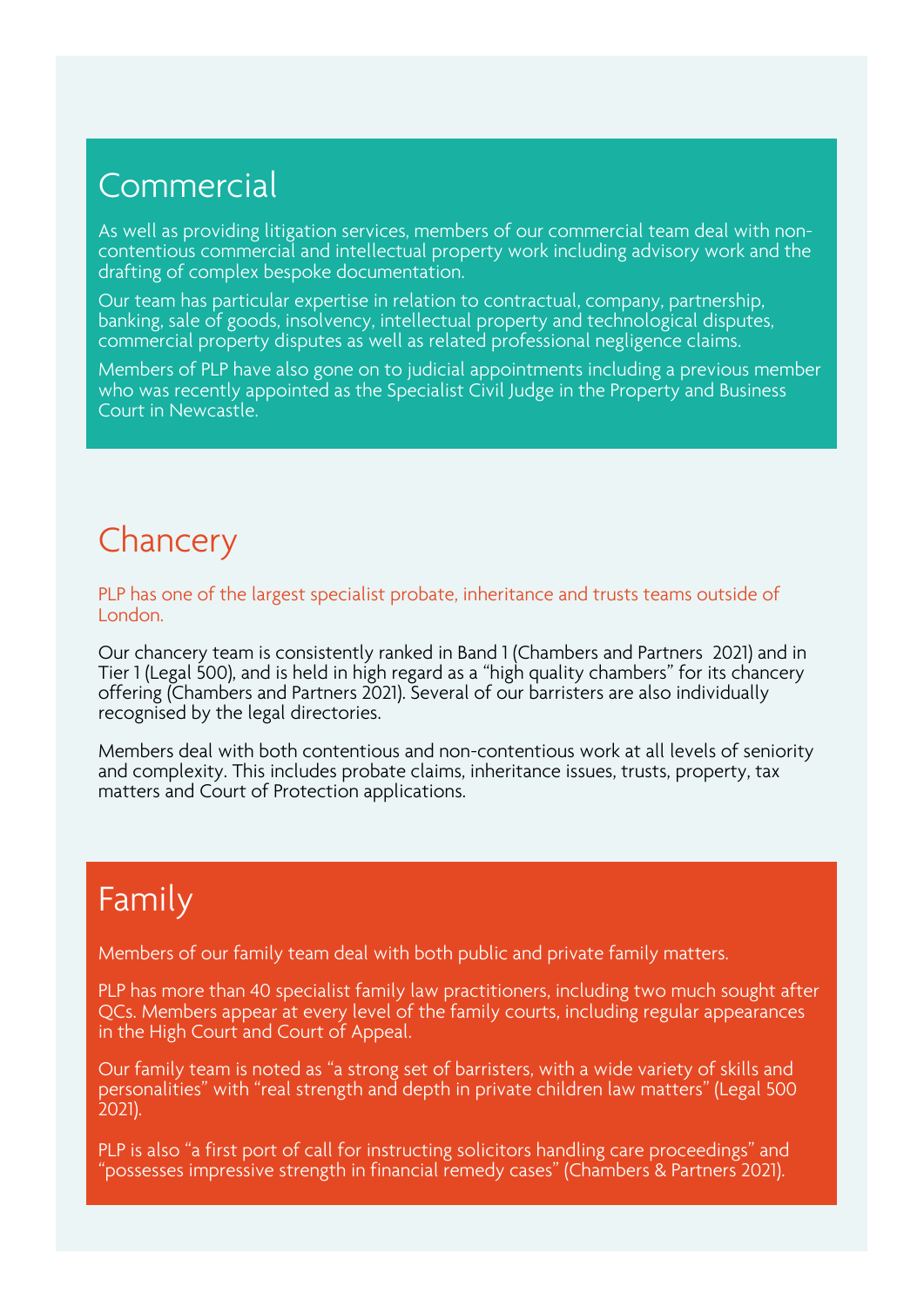## Commercial

As well as providing litigation services, members of our commercial team deal with non-contentious commercial and intellectual property work including advisory work and the drafting of complex bespoke documentation.

Our team has particular expertise in relation to contractual, company, partnership, banking, sale of goods, insolvency, intellectual property and technological disputes, commercial property disputes as well as related professional negligence claims.

Members of PLP have also gone on to judicial appointments including a previous member who was recently appointed as the Specialist Civil Judge in the Property and Business Court in Newcastle.

## Chancery

PLP has one of the largest specialist probate, inheritance and trusts teams outside of London.

Our chancery team is consistently ranked in Band 1 (Chambers and Partners 2021) and in Tier 1 (Legal 500), and is held in high regard as a "high quality chambers" for its chancery offering (Chambers and Partners 2021). Several of our barristers are also individually recognised by the legal directories.

Members deal with both contentious and non-contentious work at all levels of seniority and complexity. This includes probate claims, inheritance issues, trusts, property, tax matters and Court of Protection applications.

## Family

Members of our family team deal with both public and private family matters.

PLP has more than 40 specialist family law practitioners, including two much sought after QCs. Members appear at every level of the family courts, including regular appearances in the High Court and Court of Appeal.

Our family team is noted as "a strong set of barristers, with a wide variety of skills and personalities" with "real strength and depth in private children law matters" (Legal 500 2021).

PLP is also "a first port of call for instructing solicitors handling care proceedings" and "possesses impressive strength in financial remedy cases" (Chambers & Partners 2021).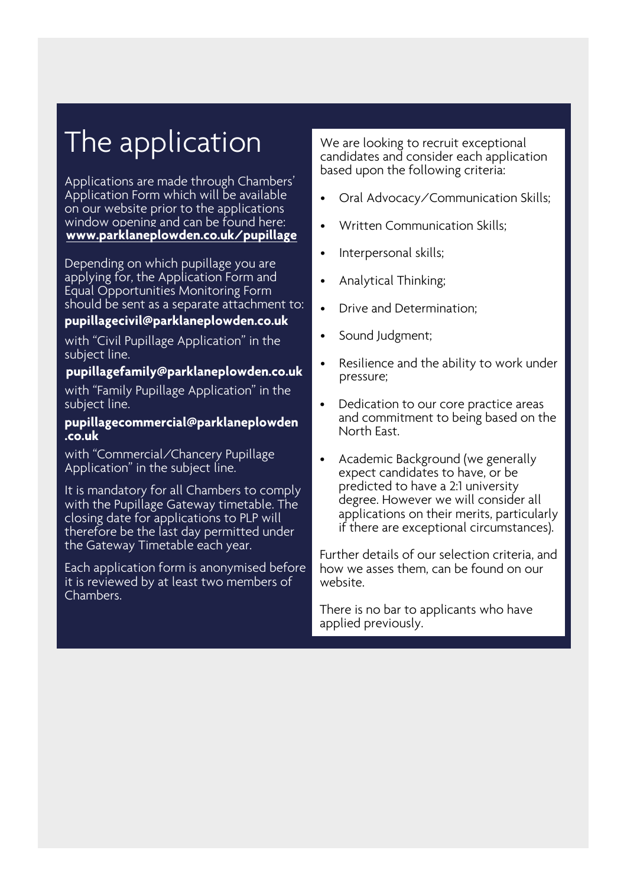# The application

Applications are made through Chambers' Application Form which will be available on our website prior to the applications window opening and can be found here: **www.parklaneplowden.co.uk/pupillage**

Depending on which pupillage you are applying for, the Application Form and Equal Opportunities Monitoring Form should be sent as a separate attachment to:

**pupillagecivil@parklaneplowden.co.uk**

with "Civil Pupillage Application" in the subject line.

**pupillagefamily@parklaneplowden.co.uk**

with "Family Pupillage Application" in the subject line.

**pupillagecommercial@parklaneplowden.co.uk**

with "Commercial/Chancery Pupillage Application" in the subject line.

It is mandatory for all Chambers to comply with the Pupillage Gateway timetable. The closing date for applications to PLP will therefore be the last day permitted under the Gateway Timetable each year.

Each application form is anonymised before it is reviewed by at least two members of Chambers.

We are looking to recruit exceptional candidates and consider each application based upon the following criteria:

- Oral Advocacy/Communication Skills;
- Written Communication Skills;
- Interpersonal skills;
- Analytical Thinking;
- Drive and Determination;
- Sound Judgment;
- Resilience and the ability to work under pressure;
- Dedication to our core practice areas and commitment to being based on the North East.
- Academic Background (we generally expect candidates to have, or be predicted to have a 2:1 university degree. However we will consider all applications on their merits, particularly if there are exceptional circumstances).

Further details of our selection criteria, and how we asses them, can be found on our website.

There is no bar to applicants who have applied previously.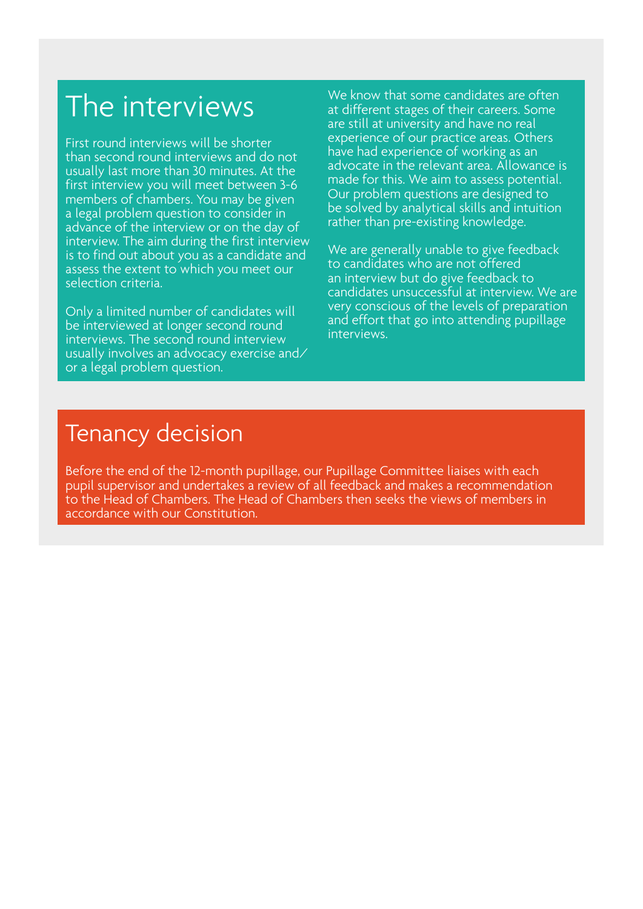# The interviews

First round interviews will be shorter than second round interviews and do not usually last more than 30 minutes. At the first interview you will meet between 3-6 members of chambers. You may be given a legal problem question to consider in advance of the interview or on the day of interview. The aim during the first interview is to find out about you as a candidate and assess the extent to which you meet our selection criteria.

Only a limited number of candidates will be interviewed at longer second round interviews. The second round interview usually involves an advocacy exercise and/or a legal problem question.

We know that some candidates are often at different stages of their careers. Some are still at university and have no real experience of our practice areas. Others have had experience of working as an advocate in the relevant area. Allowance is made for this. We aim to assess potential. Our problem questions are designed to be solved by analytical skills and intuition rather than pre-existing knowledge.

We are generally unable to give feedback to candidates who are not offered an interview but do give feedback to candidates unsuccessful at interview. We are very conscious of the levels of preparation and effort that go into attending pupillage interviews.

# Tenancy decision

Before the end of the 12-month pupillage, our Pupillage Committee liaises with each pupil supervisor and undertakes a review of all feedback and makes a recommendation to the Head of Chambers. The Head of Chambers then seeks the views of members in accordance with our Constitution.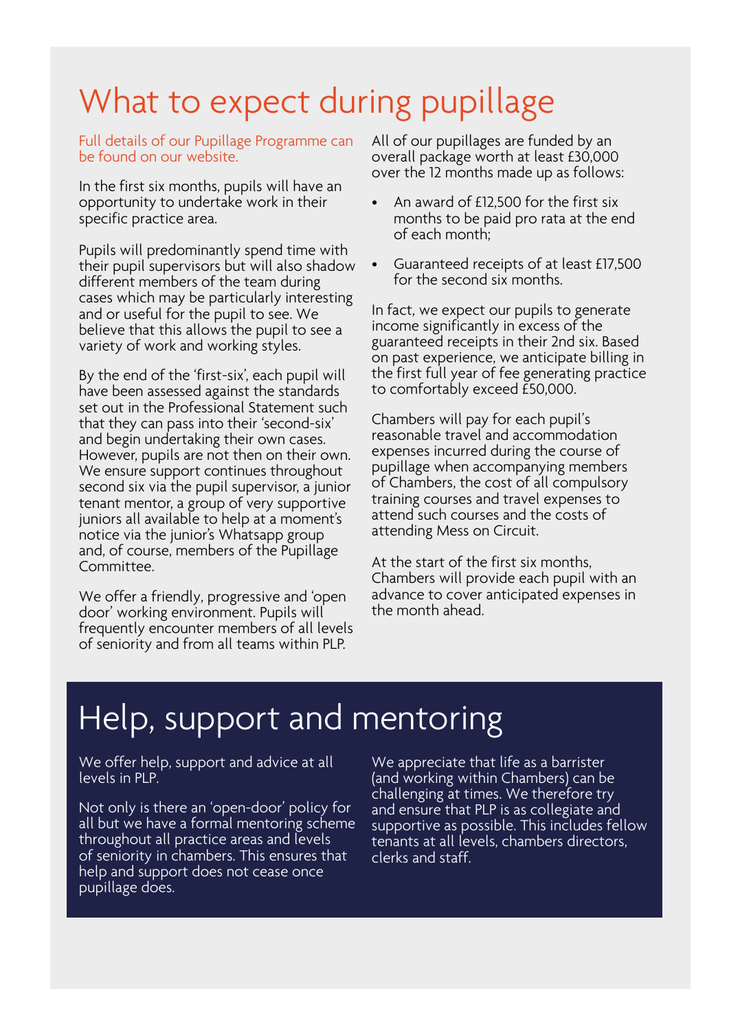# What to expect during pupillage

Full details of our Pupillage Programme can be found on our website.

In the first six months, pupils will have an opportunity to undertake work in their specific practice area.

Pupils will predominantly spend time with their pupil supervisors but will also shadow different members of the team during cases which may be particularly interesting and or useful for the pupil to see. We believe that this allows the pupil to see a variety of work and working styles.

By the end of the 'first-six', each pupil will have been assessed against the standards set out in the Professional Statement such that they can pass into their 'second-six' and begin undertaking their own cases. However, pupils are not then on their own. We ensure support continues throughout second six via the pupil supervisor, a junior tenant mentor, a group of very supportive juniors all available to help at a moment's notice via the junior's Whatsapp group and, of course, members of the Pupillage Committee.

We offer a friendly, progressive and 'open door' working environment. Pupils will frequently encounter members of all levels of seniority and from all teams within PLP.

All of our pupillages are funded by an overall package worth at least £30,000 over the 12 months made up as follows:

- An award of £12,500 for the first six months to be paid pro rata at the end of each month;
- Guaranteed receipts of at least £17,500 for the second six months.

In fact, we expect our pupils to generate income significantly in excess of the guaranteed receipts in their 2nd six. Based on past experience, we anticipate billing in the first full year of fee generating practice to comfortably exceed £50,000.

Chambers will pay for each pupil's reasonable travel and accommodation expenses incurred during the course of pupillage when accompanying members of Chambers, the cost of all compulsory training courses and travel expenses to attend such courses and the costs of attending Mess on Circuit.

At the start of the first six months, Chambers will provide each pupil with an advance to cover anticipated expenses in the month ahead.

# Help, support and mentoring

We offer help, support and advice at all levels in PLP.

Not only is there an 'open-door' policy for all but we have a formal mentoring scheme throughout all practice areas and levels of seniority in chambers. This ensures that help and support does not cease once pupillage does.

We appreciate that life as a barrister (and working within Chambers) can be challenging at times. We therefore try and ensure that PLP is as collegiate and supportive as possible. This includes fellow tenants at all levels, chambers directors, clerks and staff.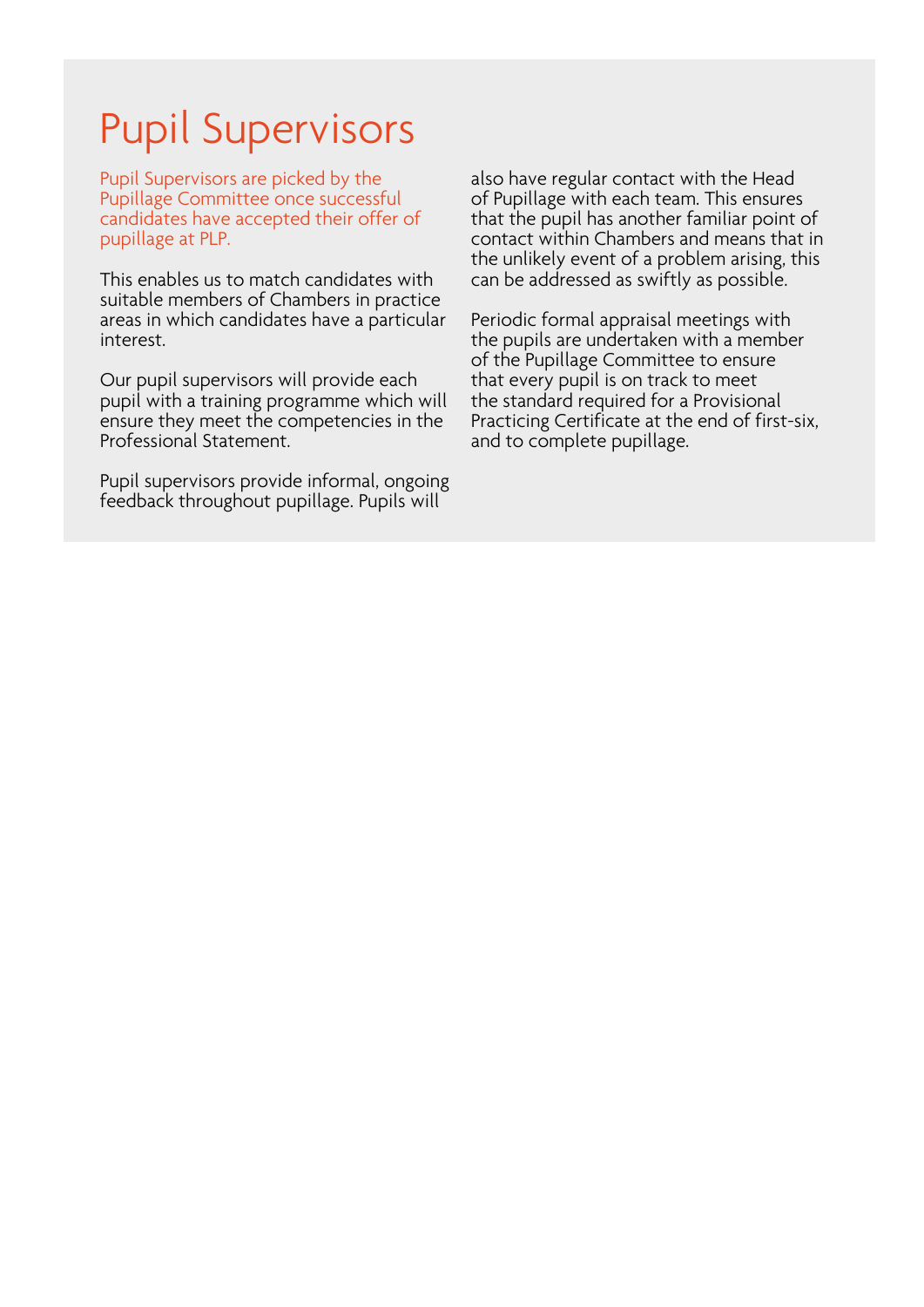# Pupil Supervisors

Pupil Supervisors are picked by the Pupillage Committee once successful candidates have accepted their offer of pupillage at PLP.

This enables us to match candidates with suitable members of Chambers in practice areas in which candidates have a particular interest.

Our pupil supervisors will provide each pupil with a training programme which will ensure they meet the competencies in the Professional Statement.

Pupil supervisors provide informal, ongoing feedback throughout pupillage. Pupils will also have regular contact with the Head of Pupillage with each team. This ensures that the pupil has another familiar point of contact within Chambers and means that in the unlikely event of a problem arising, this can be addressed as swiftly as possible.

Periodic formal appraisal meetings with the pupils are undertaken with a member of the Pupillage Committee to ensure that every pupil is on track to meet the standard required for a Provisional Practicing Certificate at the end of first-six, and to complete pupillage.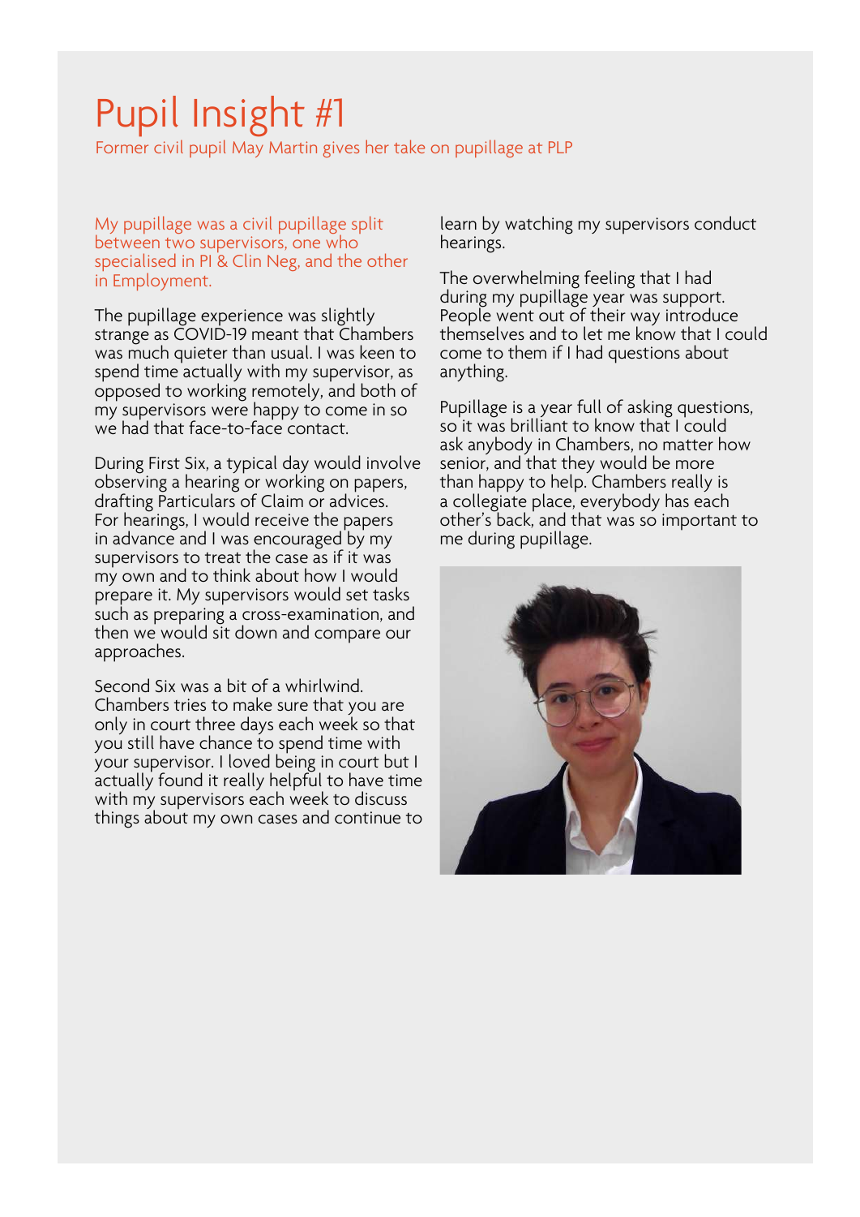# Pupil Insight #1

Former civil pupil May Martin gives her take on pupillage at PLP

My pupillage was a civil pupillage split between two supervisors, one who specialised in PI & Clin Neg, and the other in Employment.

The pupillage experience was slightly strange as COVID-19 meant that Chambers was much quieter than usual. I was keen to spend time actually with my supervisor, as opposed to working remotely, and both of my supervisors were happy to come in so we had that face-to-face contact.

During First Six, a typical day would involve observing a hearing or working on papers, drafting Particulars of Claim or advices. For hearings, I would receive the papers in advance and I was encouraged by my supervisors to treat the case as if it was my own and to think about how I would prepare it. My supervisors would set tasks such as preparing a cross-examination, and then we would sit down and compare our approaches.

Second Six was a bit of a whirlwind. Chambers tries to make sure that you are only in court three days each week so that you still have chance to spend time with your supervisor. I loved being in court but I actually found it really helpful to have time with my supervisors each week to discuss things about my own cases and continue to learn by watching my supervisors conduct hearings.

The overwhelming feeling that I had during my pupillage year was support. People went out of their way introduce themselves and to let me know that I could come to them if I had questions about anything.

Pupillage is a year full of asking questions, so it was brilliant to know that I could ask anybody in Chambers, no matter how senior, and that they would be more than happy to help. Chambers really is a collegiate place, everybody has each other's back, and that was so important to me during pupillage.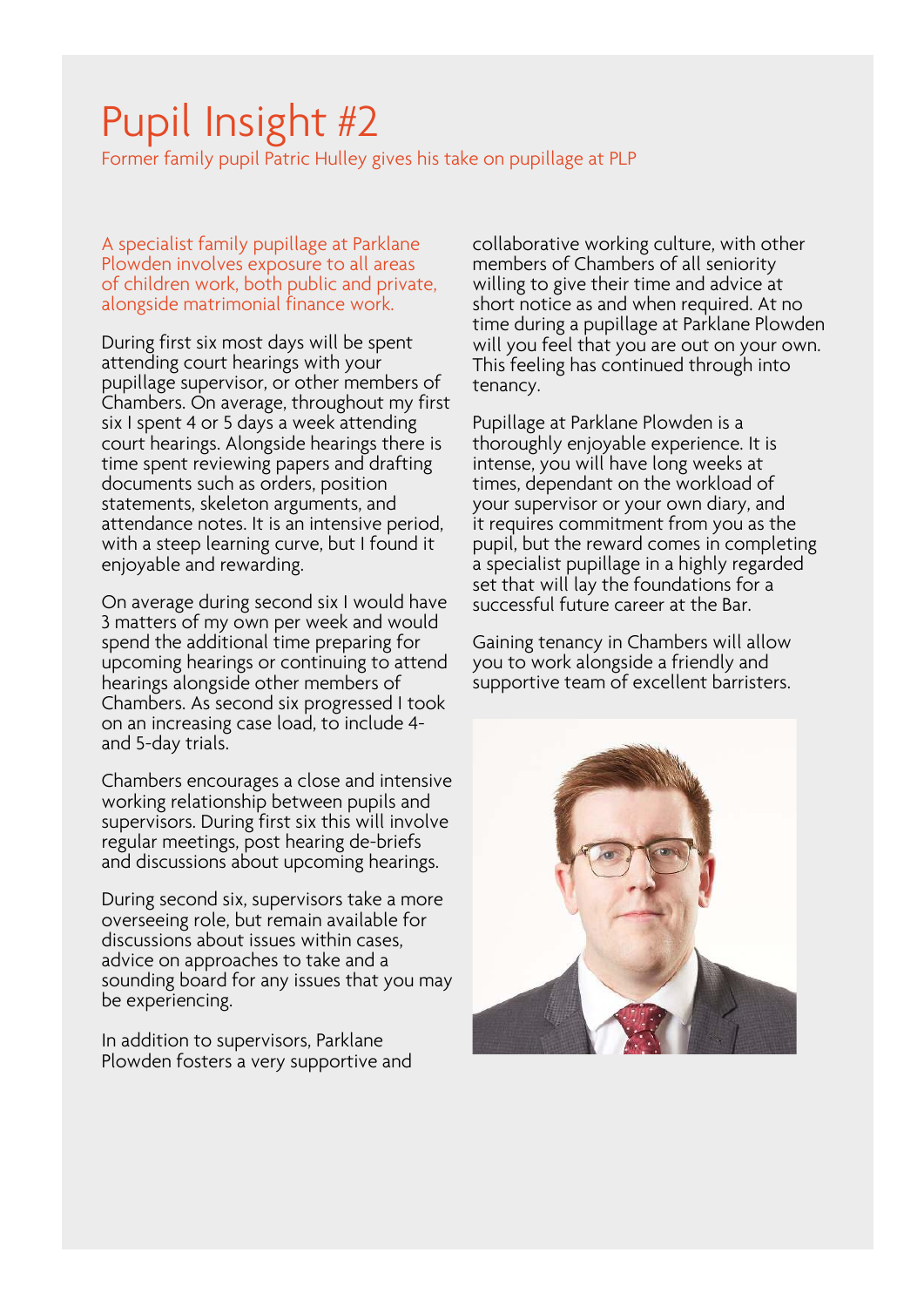# Pupil Insight #2

Former family pupil Patric Hulley gives his take on pupillage at PLP

A specialist family pupillage at Parklane Plowden involves exposure to all areas of children work, both public and private, alongside matrimonial finance work.

During first six most days will be spent attending court hearings with your pupillage supervisor, or other members of Chambers. On average, throughout my first six I spent 4 or 5 days a week attending court hearings. Alongside hearings there is time spent reviewing papers and drafting documents such as orders, position statements, skeleton arguments, and attendance notes. It is an intensive period, with a steep learning curve, but I found it enjoyable and rewarding.

On average during second six I would have 3 matters of my own per week and would spend the additional time preparing for upcoming hearings or continuing to attend hearings alongside other members of Chambers. As second six progressed I took on an increasing case load, to include 4- and 5-day trials.

Chambers encourages a close and intensive working relationship between pupils and supervisors. During first six this will involve regular meetings, post hearing de-briefs and discussions about upcoming hearings.

During second six, supervisors take a more overseeing role, but remain available for discussions about issues within cases, advice on approaches to take and a sounding board for any issues that you may be experiencing.

In addition to supervisors, Parklane Plowden fosters a very supportive and collaborative working culture, with other members of Chambers of all seniority willing to give their time and advice at short notice as and when required. At no time during a pupillage at Parklane Plowden will you feel that you are out on your own. This feeling has continued through into tenancy.

Pupillage at Parklane Plowden is a thoroughly enjoyable experience. It is intense, you will have long weeks at times, dependant on the workload of your supervisor or your own diary, and it requires commitment from you as the pupil, but the reward comes in completing a specialist pupillage in a highly regarded set that will lay the foundations for a successful future career at the Bar.

Gaining tenancy in Chambers will allow you to work alongside a friendly and supportive team of excellent barristers.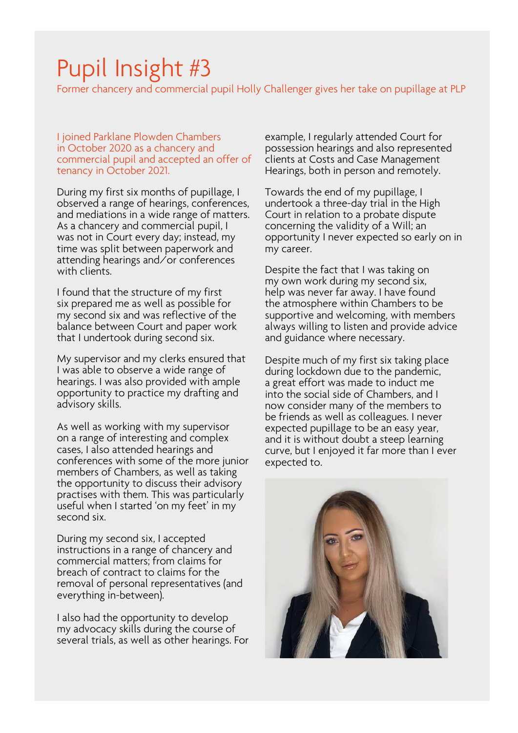# Pupil Insight #3

Former chancery and commercial pupil Holly Challenger gives her take on pupillage at PLP

I joined Parklane Plowden Chambers in October 2020 as a chancery and commercial pupil and accepted an offer of tenancy in October 2021.

During my first six months of pupillage, I observed a range of hearings, conferences, and mediations in a wide range of matters. As a chancery and commercial pupil, I was not in Court every day; instead, my time was split between paperwork and attending hearings and/or conferences with clients.

I found that the structure of my first six prepared me as well as possible for my second six and was reflective of the balance between Court and paper work that I undertook during second six.

My supervisor and my clerks ensured that I was able to observe a wide range of hearings. I was also provided with ample opportunity to practice my drafting and advisory skills.

As well as working with my supervisor on a range of interesting and complex cases, I also attended hearings and conferences with some of the more junior members of Chambers, as well as taking the opportunity to discuss their advisory practises with them. This was particularly useful when I started 'on my feet' in my second six.

During my second six, I accepted instructions in a range of chancery and commercial matters; from claims for breach of contract to claims for the removal of personal representatives (and everything in-between).

I also had the opportunity to develop my advocacy skills during the course of several trials, as well as other hearings. For example, I regularly attended Court for possession hearings and also represented clients at Costs and Case Management Hearings, both in person and remotely.

Towards the end of my pupillage, I undertook a three-day trial in the High Court in relation to a probate dispute concerning the validity of a Will; an opportunity I never expected so early on in my career.

Despite the fact that I was taking on my own work during my second six, help was never far away. I have found the atmosphere within Chambers to be supportive and welcoming, with members always willing to listen and provide advice and guidance where necessary.

Despite much of my first six taking place during lockdown due to the pandemic, a great effort was made to induct me into the social side of Chambers, and I now consider many of the members to be friends as well as colleagues. I never expected pupillage to be an easy year, and it is without doubt a steep learning curve, but I enjoyed it far more than I ever expected to.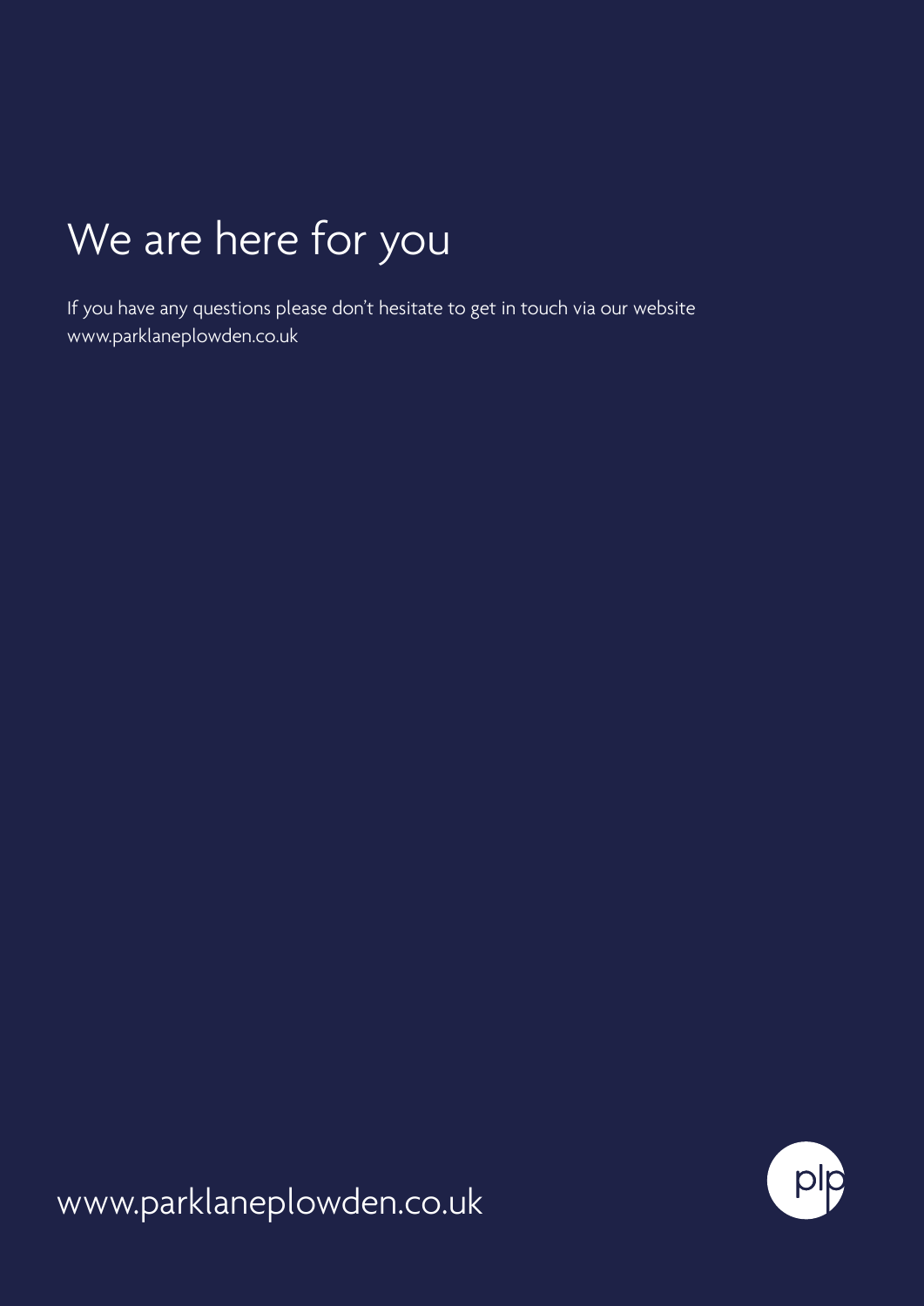# We are here for you

If you have any questions please don't hesitate to get in touch via our website
www.parklaneplowden.co.uk

www.parklaneplowden.co.uk

plp